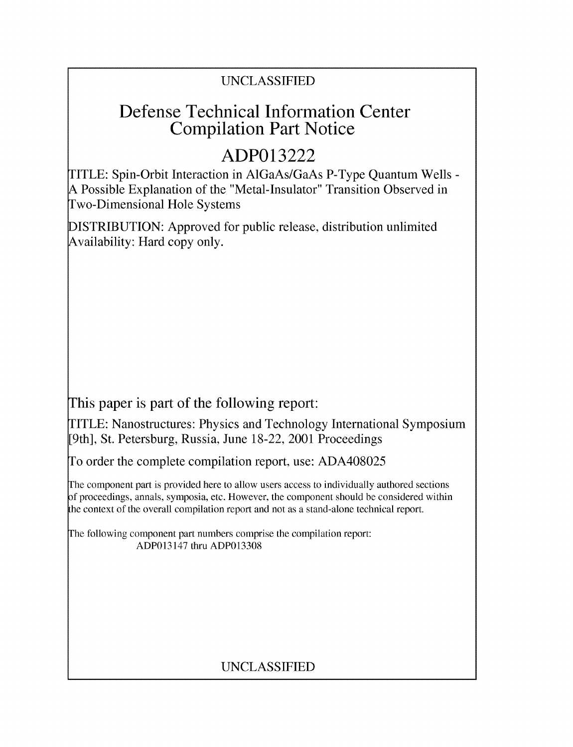UNCLASSIFIED

# Defense Technical Information Center Compilation Part Notice

## ADP013222

TITLE: Spin-Orbit Interaction in AlGaAs/GaAs P-Type Quantum Wells - A Possible Explanation of the "Metal-Insulator" Transition Observed in Two-Dimensional Hole Systems

DISTRIBUTION: Approved for public release, distribution unlimited
Availability: Hard copy only.

This paper is part of the following report:

TITLE: Nanostructures: Physics and Technology International Symposium [9th], St. Petersburg, Russia, June 18-22, 2001 Proceedings

To order the complete compilation report, use: ADA408025

The component part is provided here to allow users access to individually authored sections of proceedings, annals, symposia, etc. However, the component should be considered within the context of the overall compilation report and not as a stand-alone technical report.

The following component part numbers comprise the compilation report:
ADP013147 thru ADP013308

UNCLASSIFIED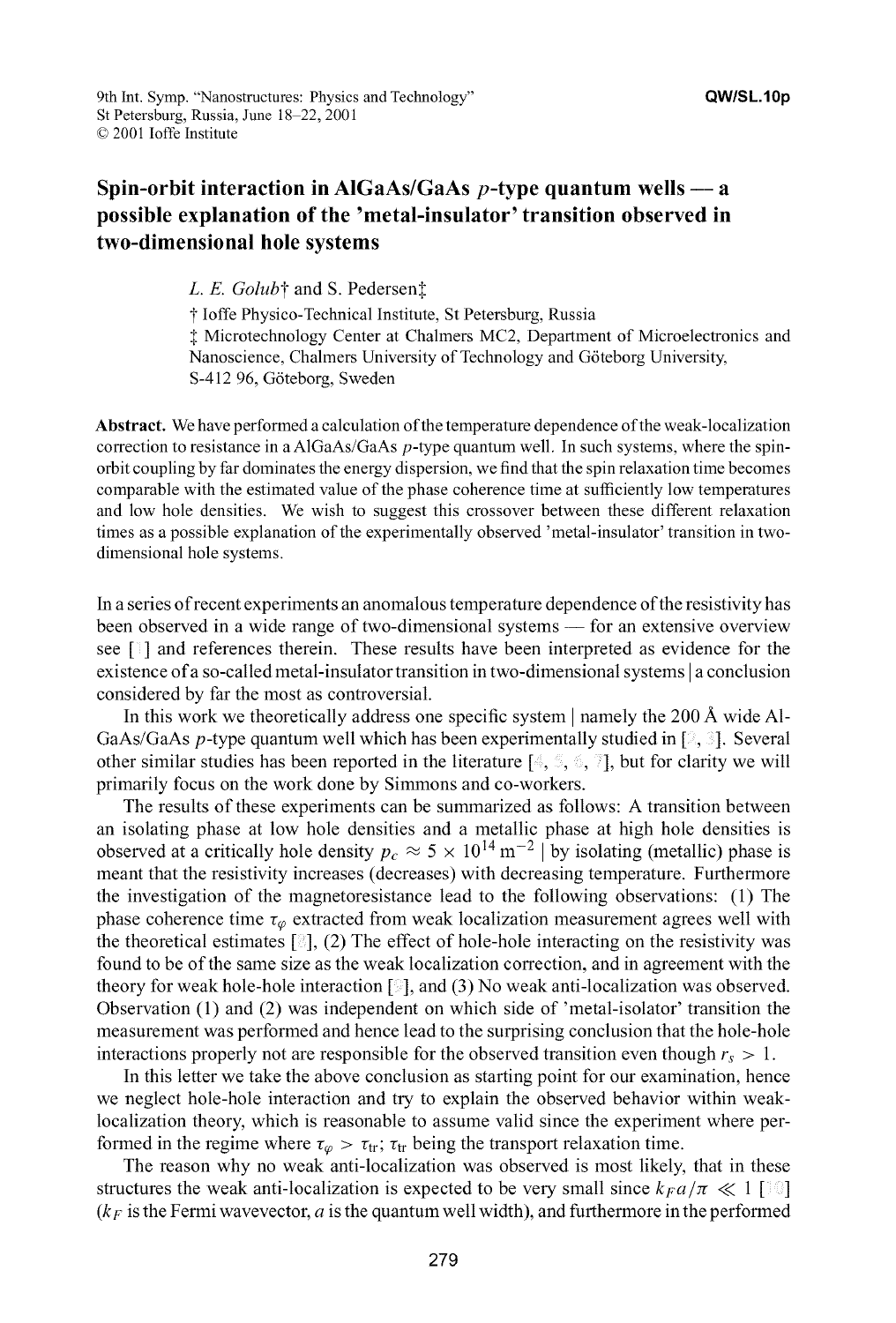# Spin-orbit interaction in AlGaAs/GaAs $p$-type quantum wells — a possible explanation of the 'metal-insulator' transition observed in two-dimensional hole systems

*L. E. Golub*† and S. Pedersen‡

† Ioffe Physico-Technical Institute, St Petersburg, Russia

‡ Microtechnology Center at Chalmers MC2, Department of Microelectronics and Nanoscience, Chalmers University of Technology and Göteborg University, S-412 96, Göteborg, Sweden

**Abstract.** We have performed a calculation of the temperature dependence of the weak-localization correction to resistance in a AlGaAs/GaAs $p$-type quantum well. In such systems, where the spin-orbit coupling by far dominates the energy dispersion, we find that the spin relaxation time becomes comparable with the estimated value of the phase coherence time at sufficiently low temperatures and low hole densities. We wish to suggest this crossover between these different relaxation times as a possible explanation of the experimentally observed 'metal-insulator' transition in two-dimensional hole systems.

In a series of recent experiments an anomalous temperature dependence of the resistivity has been observed in a wide range of two-dimensional systems — for an extensive overview see [1] and references therein. These results have been interpreted as evidence for the existence of a so-called metal-insulator transition in two-dimensional systems | a conclusion considered by far the most as controversial.

In this work we theoretically address one specific system | namely the 200 Å wide Al-GaAs/GaAs $p$-type quantum well which has been experimentally studied in [2, 3]. Several other similar studies has been reported in the literature [4, 5, 6, 7], but for clarity we will primarily focus on the work done by Simmons and co-workers.

The results of these experiments can be summarized as follows: A transition between an isolating phase at low hole densities and a metallic phase at high hole densities is observed at a critically hole density $p_c \approx 5 \times 10^{14}$ m$^{-2}$ | by isolating (metallic) phase is meant that the resistivity increases (decreases) with decreasing temperature. Furthermore the investigation of the magnetoresistance lead to the following observations: (1) The phase coherence time $\tau_\varphi$ extracted from weak localization measurement agrees well with the theoretical estimates [8], (2) The effect of hole-hole interacting on the resistivity was found to be of the same size as the weak localization correction, and in agreement with the theory for weak hole-hole interaction [9], and (3) No weak anti-localization was observed. Observation (1) and (2) was independent on which side of 'metal-isolator' transition the measurement was performed and hence lead to the surprising conclusion that the hole-hole interactions properly not are responsible for the observed transition even though $r_s > 1$.

In this letter we take the above conclusion as starting point for our examination, hence we neglect hole-hole interaction and try to explain the observed behavior within weak-localization theory, which is reasonable to assume valid since the experiment where performed in the regime where $\tau_\varphi > \tau_{\rm tr}$; $\tau_{\rm tr}$ being the transport relaxation time.

The reason why no weak anti-localization was observed is most likely, that in these structures the weak anti-localization is expected to be very small since $k_F a/\pi \ll 1$ [10] ($k_F$ is the Fermi wavevector, $a$ is the quantum well width), and furthermore in the performed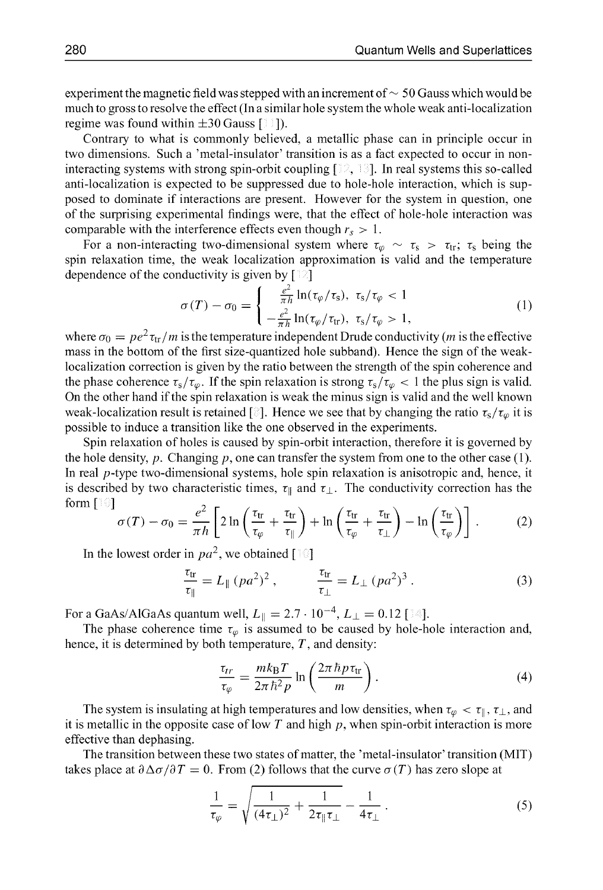experiment the magnetic field was stepped with an increment of $\sim 50$ Gauss which would be much to gross to resolve the effect (In a similar hole system the whole weak anti-localization regime was found within $\pm 30$ Gauss [11]).

Contrary to what is commonly believed, a metallic phase can in principle occur in two dimensions. Such a 'metal-insulator' transition is as a fact expected to occur in non-interacting systems with strong spin-orbit coupling [12, 13]. In real systems this so-called anti-localization is expected to be suppressed due to hole-hole interaction, which is supposed to dominate if interactions are present. However for the system in question, one of the surprising experimental findings were, that the effect of hole-hole interaction was comparable with the interference effects even though $r_s > 1$.

For a non-interacting two-dimensional system where $\tau_\varphi \sim \tau_s > \tau_{tr}$; $\tau_s$ being the spin relaxation time, the weak localization approximation is valid and the temperature dependence of the conductivity is given by [12]

$$\sigma(T) - \sigma_0 = \begin{cases} \frac{e^2}{\pi h} \ln(\tau_\varphi/\tau_s), & \tau_s/\tau_\varphi < 1 \\ -\frac{e^2}{\pi h} \ln(\tau_\varphi/\tau_{tr}), & \tau_s/\tau_\varphi > 1, \end{cases} \tag{1}$$

where $\sigma_0 = pe^2\tau_{tr}/m$ is the temperature independent Drude conductivity ($m$ is the effective mass in the bottom of the first size-quantized hole subband). Hence the sign of the weak-localization correction is given by the ratio between the strength of the spin coherence and the phase coherence $\tau_s/\tau_\varphi$. If the spin relaxation is strong $\tau_s/\tau_\varphi < 1$ the plus sign is valid. On the other hand if the spin relaxation is weak the minus sign is valid and the well known weak-localization result is retained [3]. Hence we see that by changing the ratio $\tau_s/\tau_\varphi$ it is possible to induce a transition like the one observed in the experiments.

Spin relaxation of holes is caused by spin-orbit interaction, therefore it is governed by the hole density, $p$. Changing $p$, one can transfer the system from one to the other case (1). In real $p$-type two-dimensional systems, hole spin relaxation is anisotropic and, hence, it is described by two characteristic times, $\tau_\parallel$ and $\tau_\perp$. The conductivity correction has the form [10]

$$\sigma(T) - \sigma_0 = \frac{e^2}{\pi h}\left[2\ln\left(\frac{\tau_{tr}}{\tau_\varphi} + \frac{\tau_{tr}}{\tau_\parallel}\right) + \ln\left(\frac{\tau_{tr}}{\tau_\varphi} + \frac{\tau_{tr}}{\tau_\perp}\right) - \ln\left(\frac{\tau_{tr}}{\tau_\varphi}\right)\right]. \tag{2}$$

In the lowest order in $pa^2$, we obtained [10]

$$\frac{\tau_{tr}}{\tau_\parallel} = L_\parallel\,(pa^2)^2\,, \qquad \frac{\tau_{tr}}{\tau_\perp} = L_\perp\,(pa^2)^3\,. \tag{3}$$

For a GaAs/AlGaAs quantum well, $L_\parallel = 2.7 \cdot 10^{-4}$, $L_\perp = 0.12$ [14].

The phase coherence time $\tau_\varphi$ is assumed to be caused by hole-hole interaction and, hence, it is determined by both temperature, $T$, and density:

$$\frac{\tau_{tr}}{\tau_\varphi} = \frac{mk_BT}{2\pi\hbar^2 p}\ln\left(\frac{2\pi\hbar p\tau_{tr}}{m}\right). \tag{4}$$

The system is insulating at high temperatures and low densities, when $\tau_\varphi < \tau_\parallel, \tau_\perp$, and it is metallic in the opposite case of low $T$ and high $p$, when spin-orbit interaction is more effective than dephasing.

The transition between these two states of matter, the 'metal-insulator' transition (MIT) takes place at $\partial\Delta\sigma/\partial T = 0$. From (2) follows that the curve $\sigma(T)$ has zero slope at

$$\frac{1}{\tau_\varphi} = \sqrt{\frac{1}{(4\tau_\perp)^2} + \frac{1}{2\tau_\parallel\tau_\perp}} - \frac{1}{4\tau_\perp}\,. \tag{5}$$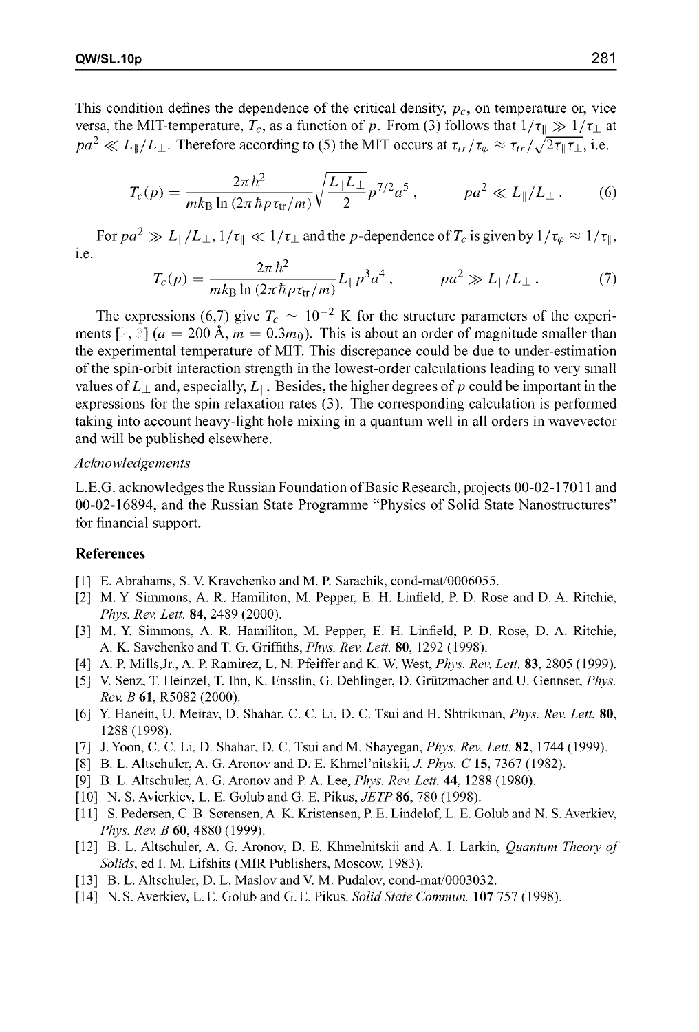This condition defines the dependence of the critical density, $p_c$, on temperature or, vice versa, the MIT-temperature, $T_c$, as a function of $p$. From (3) follows that $1/\tau_\parallel \gg 1/\tau_\perp$ at $pa^2 \ll L_\parallel/L_\perp$. Therefore according to (5) the MIT occurs at $\tau_{tr}/\tau_\varphi \approx \tau_{tr}/\sqrt{2\tau_\parallel \tau_\perp}$, i.e.

$$T_c(p) = \frac{2\pi\hbar^2}{mk_\mathrm{B}\ln(2\pi\hbar p\tau_\mathrm{tr}/m)}\sqrt{\frac{L_\parallel L_\perp}{2}}p^{7/2}a^5\,, \qquad pa^2 \ll L_\parallel/L_\perp\,. \tag{6}$$

For $pa^2 \gg L_\parallel/L_\perp$, $1/\tau_\parallel \ll 1/\tau_\perp$ and the $p$-dependence of $T_c$ is given by $1/\tau_\varphi \approx 1/\tau_\parallel$, i.e.

$$T_c(p) = \frac{2\pi\hbar^2}{mk_\mathrm{B}\ln(2\pi\hbar p\tau_\mathrm{tr}/m)}L_\parallel p^3 a^4\,, \qquad pa^2 \gg L_\parallel/L_\perp\,. \tag{7}$$

The expressions (6,7) give $T_c \sim 10^{-2}$ K for the structure parameters of the experiments [2, 3] ($a = 200$ Å, $m = 0.3m_0$). This is about an order of magnitude smaller than the experimental temperature of MIT. This discrepance could be due to under-estimation of the spin-orbit interaction strength in the lowest-order calculations leading to very small values of $L_\perp$ and, especially, $L_\parallel$. Besides, the higher degrees of $p$ could be important in the expressions for the spin relaxation rates (3). The corresponding calculation is performed taking into account heavy-light hole mixing in a quantum well in all orders in wavevector and will be published elsewhere.

*Acknowledgements*

L.E.G. acknowledges the Russian Foundation of Basic Research, projects 00-02-17011 and 00-02-16894, and the Russian State Programme "Physics of Solid State Nanostructures" for financial support.

## References

[1] E. Abrahams, S. V. Kravchenko and M. P. Sarachik, cond-mat/0006055.

[2] M. Y. Simmons, A. R. Hamiliton, M. Pepper, E. H. Linfield, P. D. Rose and D. A. Ritchie, *Phys. Rev. Lett.* **84**, 2489 (2000).

[3] M. Y. Simmons, A. R. Hamiliton, M. Pepper, E. H. Linfield, P. D. Rose, D. A. Ritchie, A. K. Savchenko and T. G. Griffiths, *Phys. Rev. Lett.* **80**, 1292 (1998).

[4] A. P. Mills,Jr., A. P. Ramirez, L. N. Pfeiffer and K. W. West, *Phys. Rev. Lett.* **83**, 2805 (1999).

[5] V. Senz, T. Heinzel, T. Ihn, K. Ensslin, G. Dehlinger, D. Grützmacher and U. Gennser, *Phys. Rev. B* **61**, R5082 (2000).

[6] Y. Hanein, U. Meirav, D. Shahar, C. C. Li, D. C. Tsui and H. Shtrikman, *Phys. Rev. Lett.* **80**, 1288 (1998).

[7] J. Yoon, C. C. Li, D. Shahar, D. C. Tsui and M. Shayegan, *Phys. Rev. Lett.* **82**, 1744 (1999).

[8] B. L. Altschuler, A. G. Aronov and D. E. Khmel'nitskii, *J. Phys. C* **15**, 7367 (1982).

[9] B. L. Altschuler, A. G. Aronov and P. A. Lee, *Phys. Rev. Lett.* **44**, 1288 (1980).

[10] N. S. Avierkiev, L. E. Golub and G. E. Pikus, *JETP* **86**, 780 (1998).

[11] S. Pedersen, C. B. Sørensen, A. K. Kristensen, P. E. Lindelof, L. E. Golub and N. S. Averkiev, *Phys. Rev. B* **60**, 4880 (1999).

[12] B. L. Altschuler, A. G. Aronov, D. E. Khmelnitskii and A. I. Larkin, *Quantum Theory of Solids*, ed I. M. Lifshits (MIR Publishers, Moscow, 1983).

[13] B. L. Altschuler, D. L. Maslov and V. M. Pudalov, cond-mat/0003032.

[14] N. S. Averkiev, L. E. Golub and G. E. Pikus. *Solid State Commun.* **107** 757 (1998).